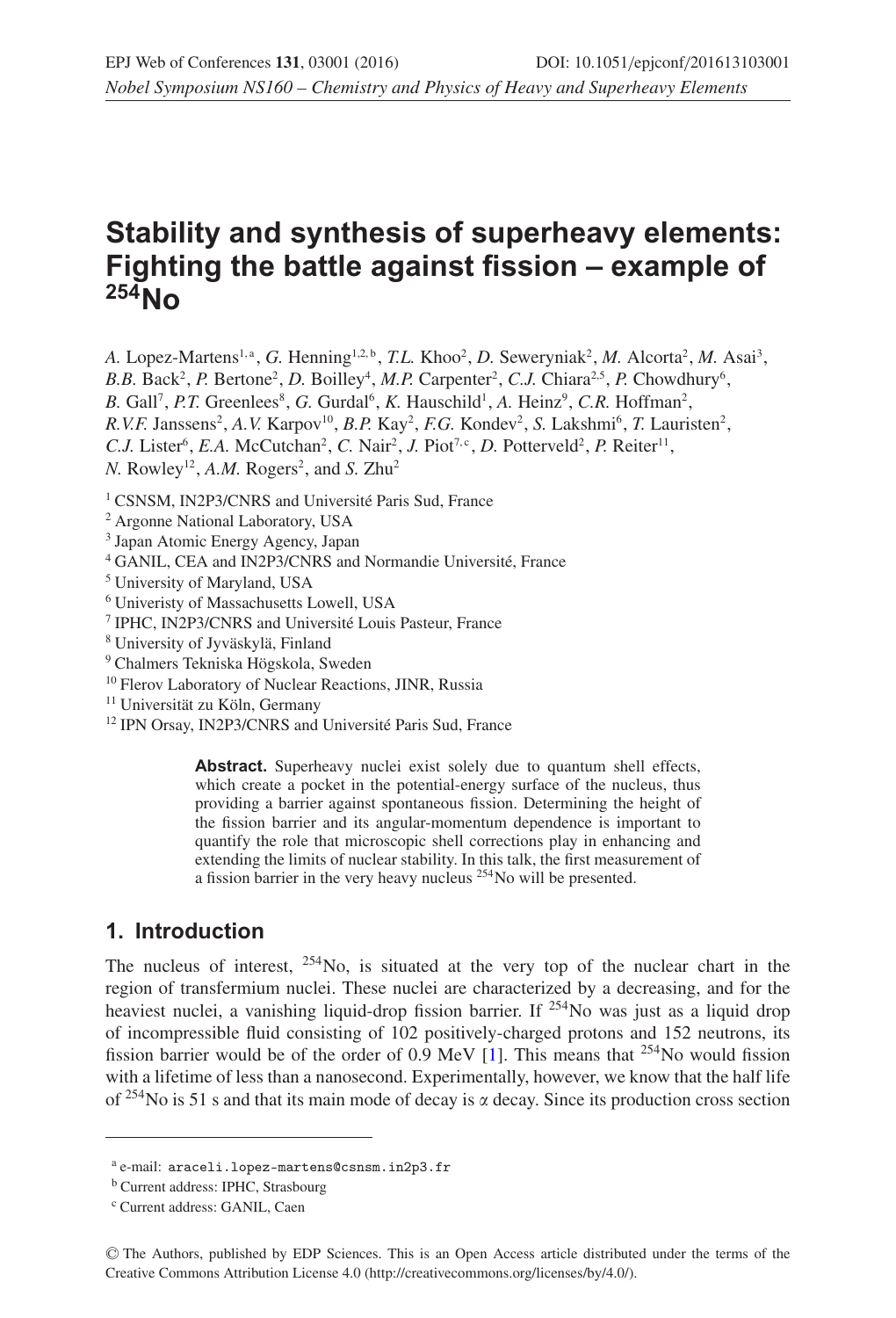# Stability and synthesis of superheavy elements: Fighting the battle against fission – example of $^{254}$No

*A.* Lopez-Martens[1,a], *G.* Henning[1,2,b], *T.L.* Khoo[2], *D.* Seweryniak[2], *M.* Alcorta[2], *M.* Asai[3], *B.B.* Back[2], *P.* Bertone[2], *D.* Boilley[4], *M.P.* Carpenter[2], *C.J.* Chiara[2,5], *P.* Chowdhury[6], *B.* Gall[7], *P.T.* Greenlees[8], *G.* Gurdal[6], *K.* Hauschild[1], *A.* Heinz[9], *C.R.* Hoffman[2], *R.V.F.* Janssens[2], *A.V.* Karpov[10], *B.P.* Kay[2], *F.G.* Kondev[2], *S.* Lakshmi[6], *T.* Lauristen[2], *C.J.* Lister[6], *E.A.* McCutchan[2], *C.* Nair[2], *J.* Piot[7,c], *D.* Potterveld[2], *P.* Reiter[11], *N.* Rowley[12], *A.M.* Rogers[2], and *S.* Zhu[2]

[1] CSNSM, IN2P3/CNRS and Université Paris Sud, France
[2] Argonne National Laboratory, USA
[3] Japan Atomic Energy Agency, Japan
[4] GANIL, CEA and IN2P3/CNRS and Normandie Université, France
[5] University of Maryland, USA
[6] Univeristy of Massachusetts Lowell, USA
[7] IPHC, IN2P3/CNRS and Université Louis Pasteur, France
[8] University of Jyväskylä, Finland
[9] Chalmers Tekniska Högskola, Sweden
[10] Flerov Laboratory of Nuclear Reactions, JINR, Russia
[11] Universität zu Köln, Germany
[12] IPN Orsay, IN2P3/CNRS and Université Paris Sud, France

**Abstract.** Superheavy nuclei exist solely due to quantum shell effects, which create a pocket in the potential-energy surface of the nucleus, thus providing a barrier against spontaneous fission. Determining the height of the fission barrier and its angular-momentum dependence is important to quantify the role that microscopic shell corrections play in enhancing and extending the limits of nuclear stability. In this talk, the first measurement of a fission barrier in the very heavy nucleus $^{254}$No will be presented.

## 1. Introduction

The nucleus of interest, $^{254}$No, is situated at the very top of the nuclear chart in the region of transfermium nuclei. These nuclei are characterized by a decreasing, and for the heaviest nuclei, a vanishing liquid-drop fission barrier. If $^{254}$No was just as a liquid drop of incompressible fluid consisting of 102 positively-charged protons and 152 neutrons, its fission barrier would be of the order of 0.9 MeV [1]. This means that $^{254}$No would fission with a lifetime of less than a nanosecond. Experimentally, however, we know that the half life of $^{254}$No is 51 s and that its main mode of decay is $\alpha$ decay. Since its production cross section

[a] e-mail: araceli.lopez-martens@csnsm.in2p3.fr
[b] Current address: IPHC, Strasbourg
[c] Current address: GANIL, Caen

© The Authors, published by EDP Sciences. This is an Open Access article distributed under the terms of the Creative Commons Attribution License 4.0 (http://creativecommons.org/licenses/by/4.0/).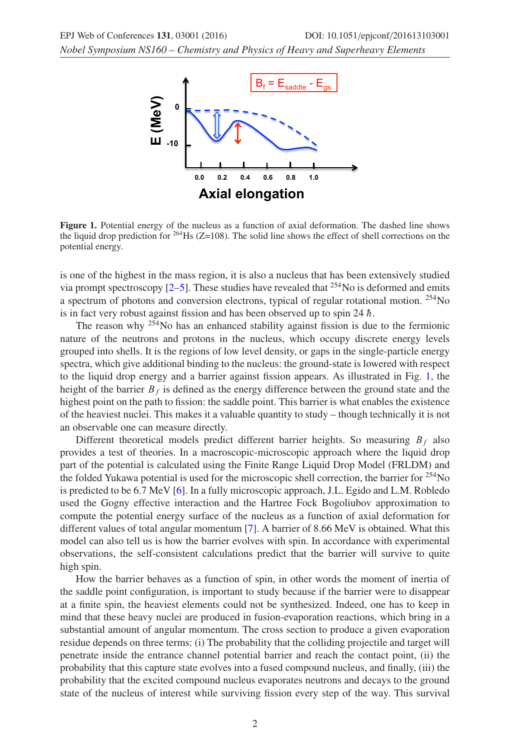Figure 1. Potential energy of the nucleus as a function of axial deformation. The dashed line shows the liquid drop prediction for $^{264}$Hs (Z=108). The solid line shows the effect of shell corrections on the potential energy.

is one of the highest in the mass region, it is also a nucleus that has been extensively studied via prompt spectroscopy [2–5]. These studies have revealed that $^{254}$No is deformed and emits a spectrum of photons and conversion electrons, typical of regular rotational motion. $^{254}$No is in fact very robust against fission and has been observed up to spin 24 $\hbar$.

The reason why $^{254}$No has an enhanced stability against fission is due to the fermionic nature of the neutrons and protons in the nucleus, which occupy discrete energy levels grouped into shells. It is the regions of low level density, or gaps in the single-particle energy spectra, which give additional binding to the nucleus: the ground-state is lowered with respect to the liquid drop energy and a barrier against fission appears. As illustrated in Fig. 1, the height of the barrier $B_f$ is defined as the energy difference between the ground state and the highest point on the path to fission: the saddle point. This barrier is what enables the existence of the heaviest nuclei. This makes it a valuable quantity to study – though technically it is not an observable one can measure directly.

Different theoretical models predict different barrier heights. So measuring $B_f$ also provides a test of theories. In a macroscopic-microscopic approach where the liquid drop part of the potential is calculated using the Finite Range Liquid Drop Model (FRLDM) and the folded Yukawa potential is used for the microscopic shell correction, the barrier for $^{254}$No is predicted to be 6.7 MeV [6]. In a fully microscopic approach, J.L. Egido and L.M. Robledo used the Gogny effective interaction and the Hartree Fock Bogoliubov approximation to compute the potential energy surface of the nucleus as a function of axial deformation for different values of total angular momentum [7]. A barrier of 8.66 MeV is obtained. What this model can also tell us is how the barrier evolves with spin. In accordance with experimental observations, the self-consistent calculations predict that the barrier will survive to quite high spin.

How the barrier behaves as a function of spin, in other words the moment of inertia of the saddle point configuration, is important to study because if the barrier were to disappear at a finite spin, the heaviest elements could not be synthesized. Indeed, one has to keep in mind that these heavy nuclei are produced in fusion-evaporation reactions, which bring in a substantial amount of angular momentum. The cross section to produce a given evaporation residue depends on three terms: (i) The probability that the colliding projectile and target will penetrate inside the entrance channel potential barrier and reach the contact point, (ii) the probability that this capture state evolves into a fused compound nucleus, and finally, (iii) the probability that the excited compound nucleus evaporates neutrons and decays to the ground state of the nucleus of interest while surviving fission every step of the way. This survival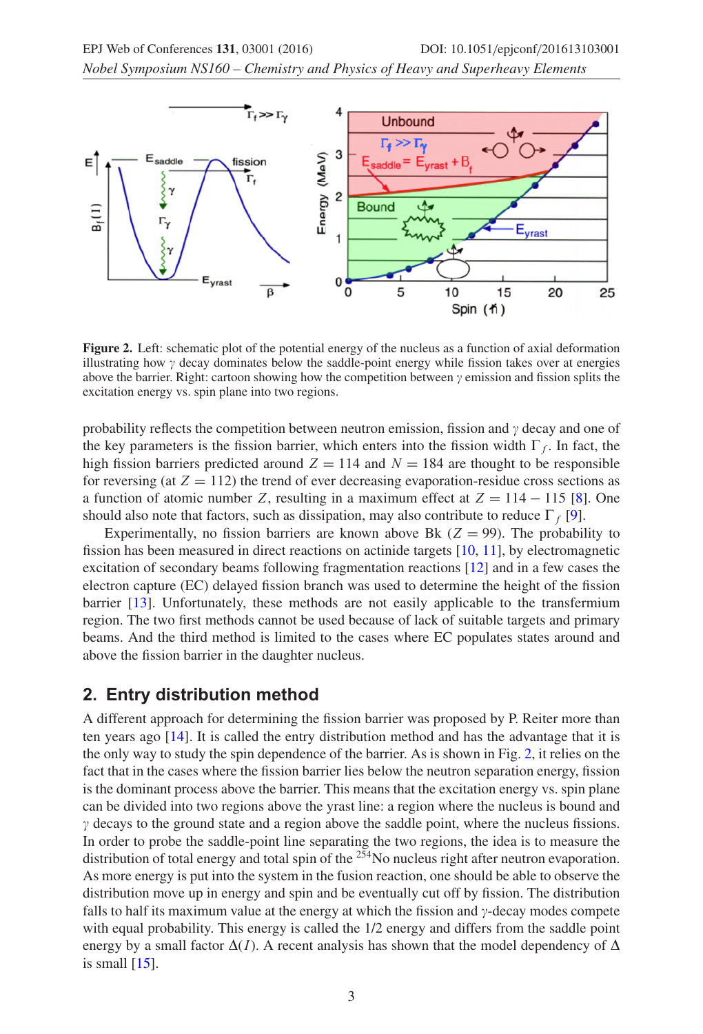**Figure 2.** Left: schematic plot of the potential energy of the nucleus as a function of axial deformation illustrating how $\gamma$ decay dominates below the saddle-point energy while fission takes over at energies above the barrier. Right: cartoon showing how the competition between $\gamma$ emission and fission splits the excitation energy vs. spin plane into two regions.

probability reflects the competition between neutron emission, fission and $\gamma$ decay and one of the key parameters is the fission barrier, which enters into the fission width $\Gamma_f$. In fact, the high fission barriers predicted around $Z = 114$ and $N = 184$ are thought to be responsible for reversing (at $Z = 112$) the trend of ever decreasing evaporation-residue cross sections as a function of atomic number $Z$, resulting in a maximum effect at $Z = 114 - 115$ [8]. One should also note that factors, such as dissipation, may also contribute to reduce $\Gamma_f$ [9].

Experimentally, no fission barriers are known above Bk ($Z = 99$). The probability to fission has been measured in direct reactions on actinide targets [10, 11], by electromagnetic excitation of secondary beams following fragmentation reactions [12] and in a few cases the electron capture (EC) delayed fission branch was used to determine the height of the fission barrier [13]. Unfortunately, these methods are not easily applicable to the transfermium region. The two first methods cannot be used because of lack of suitable targets and primary beams. And the third method is limited to the cases where EC populates states around and above the fission barrier in the daughter nucleus.

## 2. Entry distribution method

A different approach for determining the fission barrier was proposed by P. Reiter more than ten years ago [14]. It is called the entry distribution method and has the advantage that it is the only way to study the spin dependence of the barrier. As is shown in Fig. 2, it relies on the fact that in the cases where the fission barrier lies below the neutron separation energy, fission is the dominant process above the barrier. This means that the excitation energy vs. spin plane can be divided into two regions above the yrast line: a region where the nucleus is bound and $\gamma$ decays to the ground state and a region above the saddle point, where the nucleus fissions. In order to probe the saddle-point line separating the two regions, the idea is to measure the distribution of total energy and total spin of the $^{254}$No nucleus right after neutron evaporation. As more energy is put into the system in the fusion reaction, one should be able to observe the distribution move up in energy and spin and be eventually cut off by fission. The distribution falls to half its maximum value at the energy at which the fission and $\gamma$-decay modes compete with equal probability. This energy is called the 1/2 energy and differs from the saddle point energy by a small factor $\Delta(I)$. A recent analysis has shown that the model dependency of $\Delta$ is small [15].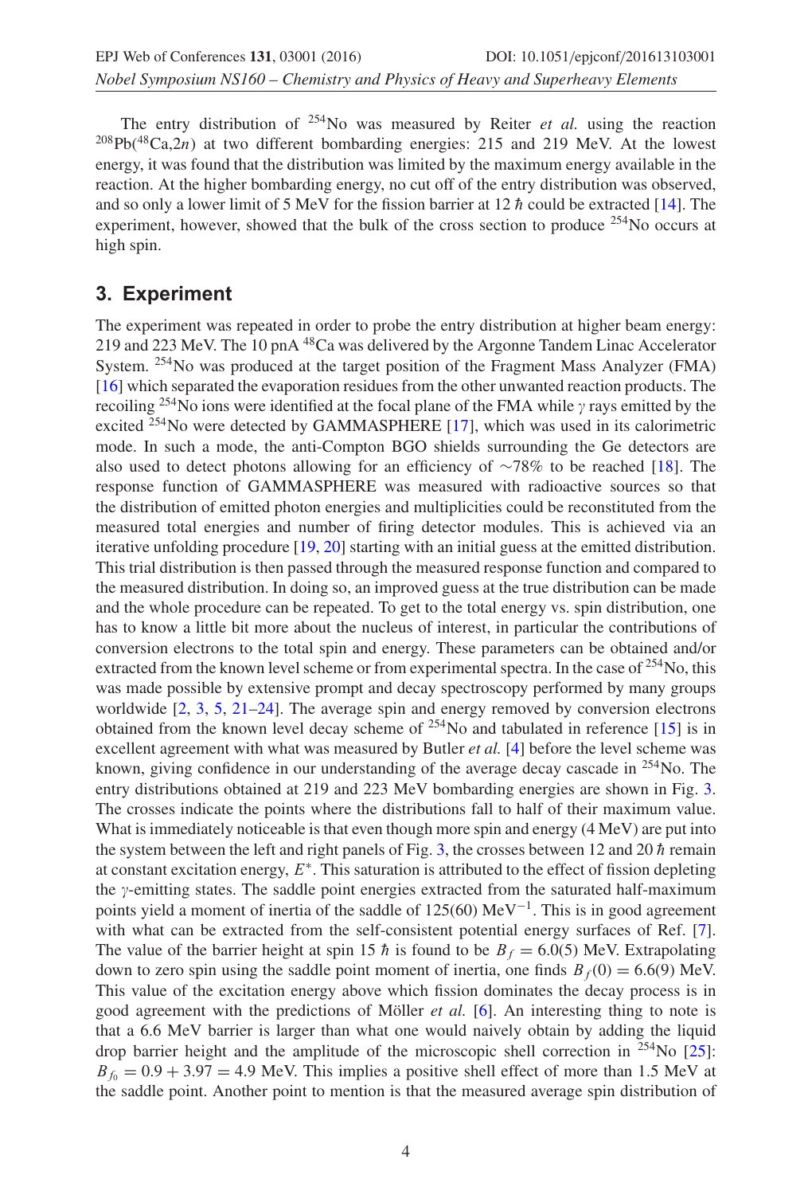The entry distribution of $^{254}$No was measured by Reiter *et al.* using the reaction $^{208}$Pb($^{48}$Ca,2$n$) at two different bombarding energies: 215 and 219 MeV. At the lowest energy, it was found that the distribution was limited by the maximum energy available in the reaction. At the higher bombarding energy, no cut off of the entry distribution was observed, and so only a lower limit of 5 MeV for the fission barrier at 12 $\hbar$ could be extracted [14]. The experiment, however, showed that the bulk of the cross section to produce $^{254}$No occurs at high spin.

## 3. Experiment

The experiment was repeated in order to probe the entry distribution at higher beam energy: 219 and 223 MeV. The 10 pnA $^{48}$Ca was delivered by the Argonne Tandem Linac Accelerator System. $^{254}$No was produced at the target position of the Fragment Mass Analyzer (FMA) [16] which separated the evaporation residues from the other unwanted reaction products. The recoiling $^{254}$No ions were identified at the focal plane of the FMA while $\gamma$ rays emitted by the excited $^{254}$No were detected by GAMMASPHERE [17], which was used in its calorimetric mode. In such a mode, the anti-Compton BGO shields surrounding the Ge detectors are also used to detect photons allowing for an efficiency of $\sim$78% to be reached [18]. The response function of GAMMASPHERE was measured with radioactive sources so that the distribution of emitted photon energies and multiplicities could be reconstituted from the measured total energies and number of firing detector modules. This is achieved via an iterative unfolding procedure [19, 20] starting with an initial guess at the emitted distribution. This trial distribution is then passed through the measured response function and compared to the measured distribution. In doing so, an improved guess at the true distribution can be made and the whole procedure can be repeated. To get to the total energy vs. spin distribution, one has to know a little bit more about the nucleus of interest, in particular the contributions of conversion electrons to the total spin and energy. These parameters can be obtained and/or extracted from the known level scheme or from experimental spectra. In the case of $^{254}$No, this was made possible by extensive prompt and decay spectroscopy performed by many groups worldwide [2, 3, 5, 21–24]. The average spin and energy removed by conversion electrons obtained from the known level decay scheme of $^{254}$No and tabulated in reference [15] is in excellent agreement with what was measured by Butler *et al.* [4] before the level scheme was known, giving confidence in our understanding of the average decay cascade in $^{254}$No. The entry distributions obtained at 219 and 223 MeV bombarding energies are shown in Fig. 3. The crosses indicate the points where the distributions fall to half of their maximum value. What is immediately noticeable is that even though more spin and energy (4 MeV) are put into the system between the left and right panels of Fig. 3, the crosses between 12 and 20 $\hbar$ remain at constant excitation energy, $E^*$. This saturation is attributed to the effect of fission depleting the $\gamma$-emitting states. The saddle point energies extracted from the saturated half-maximum points yield a moment of inertia of the saddle of 125(60) MeV$^{-1}$. This is in good agreement with what can be extracted from the self-consistent potential energy surfaces of Ref. [7]. The value of the barrier height at spin 15 $\hbar$ is found to be $B_f = 6.0(5)$ MeV. Extrapolating down to zero spin using the saddle point moment of inertia, one finds $B_f(0) = 6.6(9)$ MeV. This value of the excitation energy above which fission dominates the decay process is in good agreement with the predictions of Möller *et al.* [6]. An interesting thing to note is that a 6.6 MeV barrier is larger than what one would naively obtain by adding the liquid drop barrier height and the amplitude of the microscopic shell correction in $^{254}$No [25]: $B_{f_0} = 0.9 + 3.97 = 4.9$ MeV. This implies a positive shell effect of more than 1.5 MeV at the saddle point. Another point to mention is that the measured average spin distribution of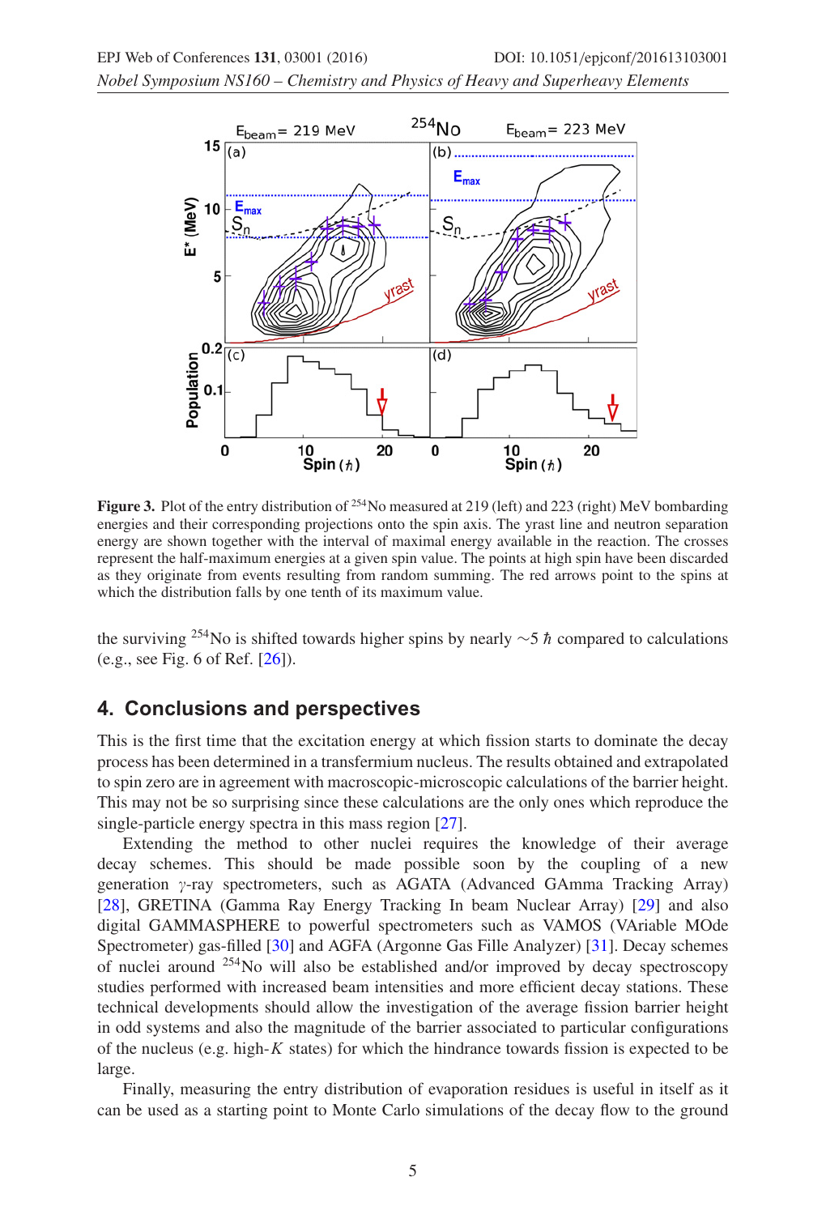**Figure 3.** Plot of the entry distribution of $^{254}$No measured at 219 (left) and 223 (right) MeV bombarding energies and their corresponding projections onto the spin axis. The yrast line and neutron separation energy are shown together with the interval of maximal energy available in the reaction. The crosses represent the half-maximum energies at a given spin value. The points at high spin have been discarded as they originate from events resulting from random summing. The red arrows point to the spins at which the distribution falls by one tenth of its maximum value.

the surviving $^{254}$No is shifted towards higher spins by nearly $\sim 5\ \hbar$ compared to calculations (e.g., see Fig. 6 of Ref. [26]).

## 4. Conclusions and perspectives

This is the first time that the excitation energy at which fission starts to dominate the decay process has been determined in a transfermium nucleus. The results obtained and extrapolated to spin zero are in agreement with macroscopic-microscopic calculations of the barrier height. This may not be so surprising since these calculations are the only ones which reproduce the single-particle energy spectra in this mass region [27].

Extending the method to other nuclei requires the knowledge of their average decay schemes. This should be made possible soon by the coupling of a new generation $\gamma$-ray spectrometers, such as AGATA (Advanced GAmma Tracking Array) [28], GRETINA (Gamma Ray Energy Tracking In beam Nuclear Array) [29] and also digital GAMMASPHERE to powerful spectrometers such as VAMOS (VAriable MOde Spectrometer) gas-filled [30] and AGFA (Argonne Gas Fille Analyzer) [31]. Decay schemes of nuclei around $^{254}$No will also be established and/or improved by decay spectroscopy studies performed with increased beam intensities and more efficient decay stations. These technical developments should allow the investigation of the average fission barrier height in odd systems and also the magnitude of the barrier associated to particular configurations of the nucleus (e.g. high-$K$ states) for which the hindrance towards fission is expected to be large.

Finally, measuring the entry distribution of evaporation residues is useful in itself as it can be used as a starting point to Monte Carlo simulations of the decay flow to the ground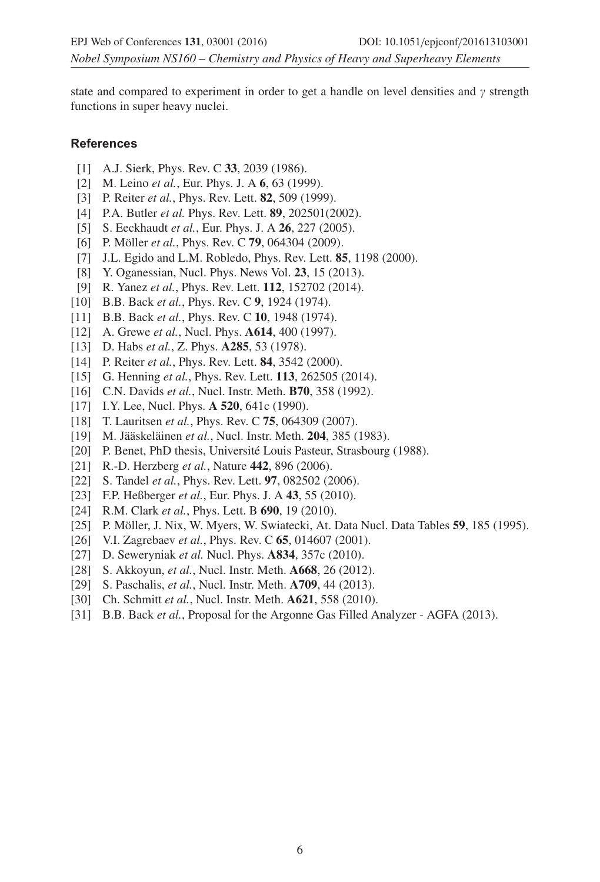state and compared to experiment in order to get a handle on level densities and $\gamma$ strength functions in super heavy nuclei.

## References

[1] A.J. Sierk, Phys. Rev. C **33**, 2039 (1986).
[2] M. Leino *et al.*, Eur. Phys. J. A **6**, 63 (1999).
[3] P. Reiter *et al.*, Phys. Rev. Lett. **82**, 509 (1999).
[4] P.A. Butler *et al.* Phys. Rev. Lett. **89**, 202501(2002).
[5] S. Eeckhaudt *et al.*, Eur. Phys. J. A **26**, 227 (2005).
[6] P. Möller *et al.*, Phys. Rev. C **79**, 064304 (2009).
[7] J.L. Egido and L.M. Robledo, Phys. Rev. Lett. **85**, 1198 (2000).
[8] Y. Oganessian, Nucl. Phys. News Vol. **23**, 15 (2013).
[9] R. Yanez *et al.*, Phys. Rev. Lett. **112**, 152702 (2014).
[10] B.B. Back *et al.*, Phys. Rev. C **9**, 1924 (1974).
[11] B.B. Back *et al.*, Phys. Rev. C **10**, 1948 (1974).
[12] A. Grewe *et al.*, Nucl. Phys. **A614**, 400 (1997).
[13] D. Habs *et al.*, Z. Phys. **A285**, 53 (1978).
[14] P. Reiter *et al.*, Phys. Rev. Lett. **84**, 3542 (2000).
[15] G. Henning *et al.*, Phys. Rev. Lett. **113**, 262505 (2014).
[16] C.N. Davids *et al.*, Nucl. Instr. Meth. **B70**, 358 (1992).
[17] I.Y. Lee, Nucl. Phys. **A 520**, 641c (1990).
[18] T. Lauritsen *et al.*, Phys. Rev. C **75**, 064309 (2007).
[19] M. Jääskeläinen *et al.*, Nucl. Instr. Meth. **204**, 385 (1983).
[20] P. Benet, PhD thesis, Université Louis Pasteur, Strasbourg (1988).
[21] R.-D. Herzberg *et al.*, Nature **442**, 896 (2006).
[22] S. Tandel *et al.*, Phys. Rev. Lett. **97**, 082502 (2006).
[23] F.P. Heßberger *et al.*, Eur. Phys. J. A **43**, 55 (2010).
[24] R.M. Clark *et al.*, Phys. Lett. B **690**, 19 (2010).
[25] P. Möller, J. Nix, W. Myers, W. Swiatecki, At. Data Nucl. Data Tables **59**, 185 (1995).
[26] V.I. Zagrebaev *et al.*, Phys. Rev. C **65**, 014607 (2001).
[27] D. Seweryniak *et al.* Nucl. Phys. **A834**, 357c (2010).
[28] S. Akkoyun, *et al.*, Nucl. Instr. Meth. **A668**, 26 (2012).
[29] S. Paschalis, *et al.*, Nucl. Instr. Meth. **A709**, 44 (2013).
[30] Ch. Schmitt *et al.*, Nucl. Instr. Meth. **A621**, 558 (2010).
[31] B.B. Back *et al.*, Proposal for the Argonne Gas Filled Analyzer - AGFA (2013).